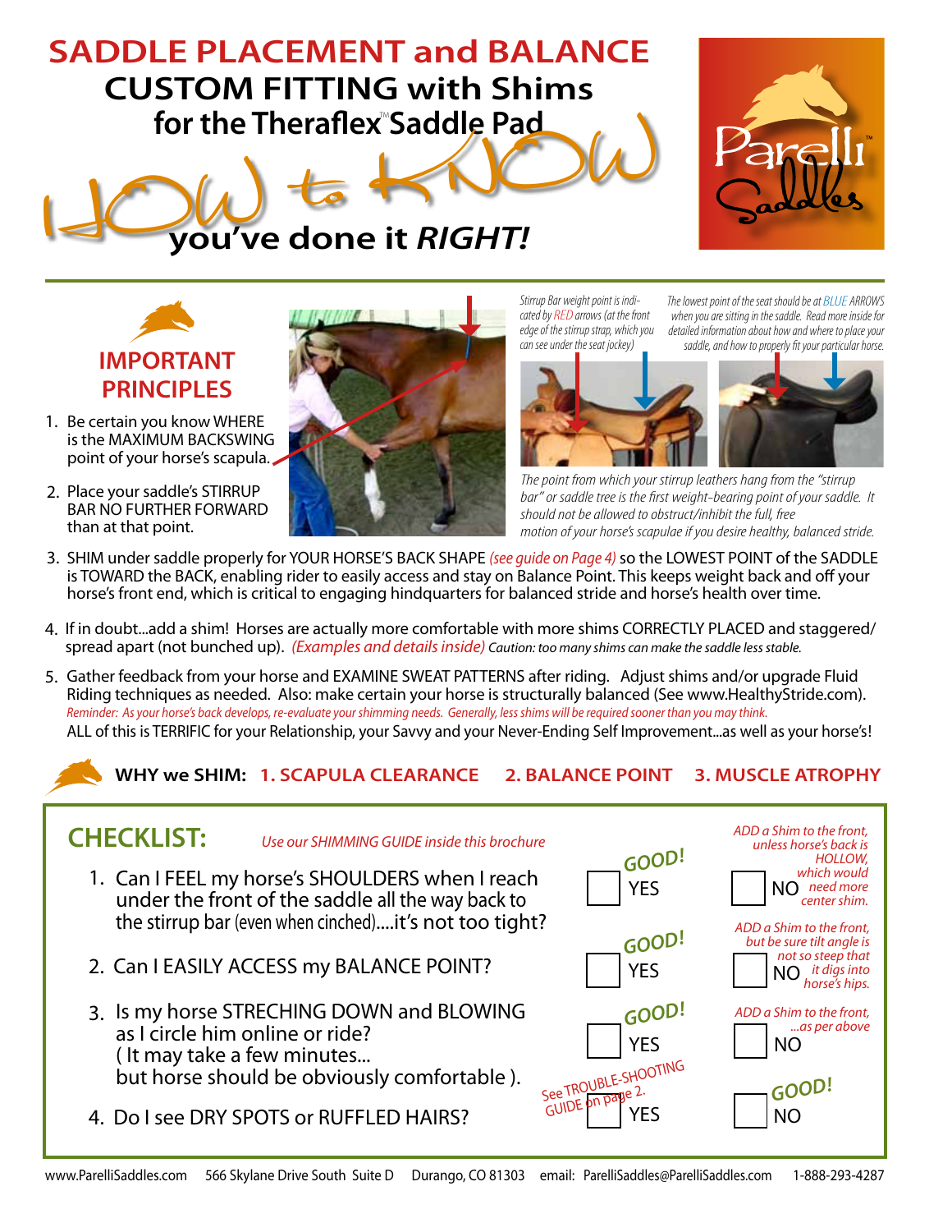# SADDLE PLACEMENT and BALANCE

## CUSTOM FITTING with Shims for the Theraflex™ Saddle Pad

## HOW to KNOW you've done it *RIGHT!*

Parelli Saddles™

### IMPORTANT PRINCIPLES

1. Be certain you know WHERE is the MAXIMUM BACKSWING point of your horse's scapula.
2. Place your saddle's STIRRUP BAR NO FURTHER FORWARD than at that point.

*Stirrup Bar weight point is indicated by RED arrows (at the front edge of the stirrup strap, which you can see under the seat jockey)*

*The lowest point of the seat should be at BLUE ARROWS when you are sitting in the saddle. Read more inside for detailed information about how and where to place your saddle, and how to properly fit your particular horse.*

*The point from which your stirrup leathers hang from the "stirrup bar" or saddle tree is the first weight-bearing point of your saddle. It should not be allowed to obstruct/inhibit the full, free motion of your horse's scapulae if you desire healthy, balanced stride.*

3. SHIM under saddle properly for YOUR HORSE'S BACK SHAPE *(see guide on Page 4)* so the LOWEST POINT of the SADDLE is TOWARD the BACK, enabling rider to easily access and stay on Balance Point. This keeps weight back and off your horse's front end, which is critical to engaging hindquarters for balanced stride and horse's health over time.
4. If in doubt...add a shim! Horses are actually more comfortable with more shims CORRECTLY PLACED and staggered/spread apart (not bunched up). *(Examples and details inside)* *Caution: too many shims can make the saddle less stable.*
5. Gather feedback from your horse and EXAMINE SWEAT PATTERNS after riding. Adjust shims and/or upgrade Fluid Riding techniques as needed. Also: make certain your horse is structurally balanced (See www.HealthyStride.com).
*Reminder: As your horse's back develops, re-evaluate your shimming needs. Generally, less shims will be required sooner than you may think.*
ALL of this is TERRIFIC for your Relationship, your Savvy and your Never-Ending Self Improvement...as well as your horse's!

**WHY we SHIM:** 1. SCAPULA CLEARANCE 2. BALANCE POINT 3. MUSCLE ATROPHY

## CHECKLIST:

*Use our SHIMMING GUIDE inside this brochure*

| Question | YES | NO |
|---|---|---|
| 1. Can I FEEL my horse's SHOULDERS when I reach under the front of the saddle all the way back to the stirrup bar (even when cinched)....it's not too tight? | ☐ YES — GOOD! | ☐ NO — *ADD a Shim to the front, unless horse's back is HOLLOW, which would need more center shim.* |
| 2. Can I EASILY ACCESS my BALANCE POINT? | ☐ YES — GOOD! | ☐ NO — *ADD a Shim to the front, but be sure tilt angle is not so steep that it digs into horse's hips.* |
| 3. Is my horse STRECHING DOWN and BLOWING as I circle him online or ride? (It may take a few minutes... but horse should be obviously comfortable). | ☐ YES — GOOD! | ☐ NO — *ADD a Shim to the front, ...as per above* |
| 4. Do I see DRY SPOTS or RUFFLED HAIRS? | ☐ YES — See TROUBLE-SHOOTING GUIDE on page 2. | ☐ NO — GOOD! |

www.ParelliSaddles.com 566 Skylane Drive South Suite D Durango, CO 81303 email: ParelliSaddles@ParelliSaddles.com 1-888-293-4287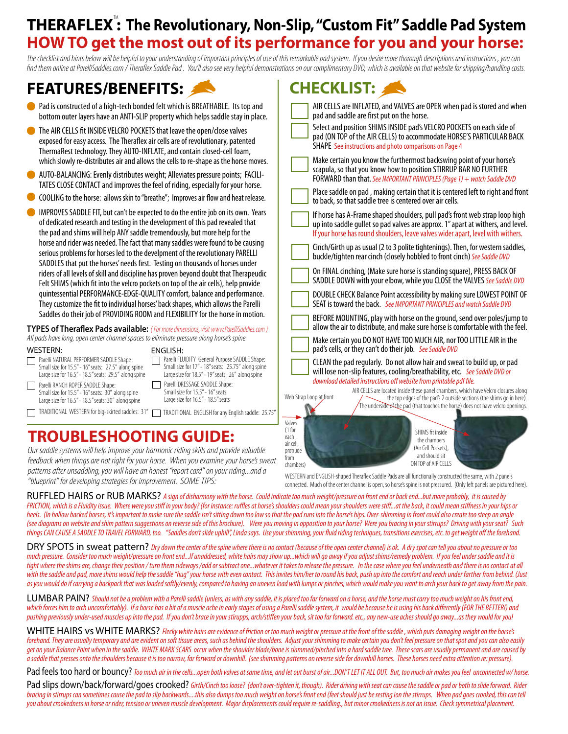# THERAFLEX™: The Revolutionary, Non-Slip, "Custom Fit" Saddle Pad System

## HOW TO get the most out of its performance for you and your horse:

*The checklist and hints below will be helpful to your understanding of important principles of use of this remarkable pad system. If you desire more thorough descriptions and instructions, you can find them online at ParelliSaddles.com / Theraflex Saddle Pad. You'll also see very helpful demonstrations on our complimentary DVD, which is available on that website for shipping/handling costs.*

## FEATURES/BENEFITS:

- Pad is constructed of a high-tech bonded felt which is BREATHABLE. Its top and bottom outer layers have an ANTI-SLIP property which helps saddle stay in place.
- The AIR CELLS fit INSIDE VELCRO POCKETS that leave the open/close valves exposed for easy access. The Theraflex air cells are of revolutionary, patented ThermaRest technology. They AUTO-INFLATE, and contain closed-cell foam, which slowly re-distributes air and allows the cells to re-shape as the horse moves.
- AUTO-BALANCING: Evenly distributes weight; Alleviates pressure points; FACILITATES CLOSE CONTACT and improves the feel of riding, especially for your horse.
- COOLING to the horse: allows skin to "breathe"; Improves air flow and heat release.
- IMPROVES SADDLE FIT, but can't be expected to do the entire job on its own. Years of dedicated research and testing in the development of this pad revealed that the pad and shims will help ANY saddle tremendously, but more help for the horse and rider was needed. The fact that many saddles were found to be causing serious problems for horses led to the develpment of the revolutionary PARELLI SADDLES that put the horses' needs first. Testing on thousands of horses under riders of all levels of skill and discipline has proven beyond doubt that Therapeudic Felt SHIMS (which fit into the velcro pockets on top of the air cells), help provide quintessential PERFORMANCE-EDGE-QUALITY comfort, balance and performance. They customize the fit to individual horses' back shapes, which allows the Parelli Saddles do their job of PROVIDING ROOM and FLEXIBILITY for the horse in motion.

**TYPES of Theraflex Pads available:** *( For more dimensions, visit www.ParelliSaddles.com )*
*All pads have long, open center channel spaces to eliminate pressure along horse's spine*

WESTERN:

- ☐ Parelli NATURAL PERFORMER SADDLE Shape: Small size for 15.5" - 16" seats: 27.5" along spine; Large size for 16.5" - 18.5" seats: 29.5" along spine
- ☐ Parelli RANCH ROPER SADDLE Shape: Small size for 15.5" - 16" seats: 30" along spine; Large size for 16.5" - 18.5" seats: 30" along spine
- ☐ TRADITIONAL WESTERN for big-skirted saddles: 31"

ENGLISH:

- ☐ Parelli FLUIDITY General Purpose SADDLE Shape: Small size for 17" - 18" seats: 25.75" along spine; Large size for 18.5" - 19" seats: 26" along spine
- ☐ Parelli DRESSAGE SADDLE Shape: Small size for 15.5" - 16" seats; Large size for 16.5" - 18.5" seats
- ☐ TRADITIONAL ENGLISH for any English saddle: 25.75"

## CHECKLIST:

- ☐ AIR CELLS are INFLATED, and VALVES are OPEN when pad is stored and when pad and saddle are first put on the horse.
- ☐ Select and position SHIMS INSIDE pad's VELCRO POCKETS on each side of pad (ON TOP of the AIR CELLS) to accommodate HORSE'S PARTICULAR BACK SHAPE See instructions and photo comparisons on Page 4
- ☐ Make certain you know the furthermost backswing point of your horse's scapula, so that you know how to position STIRRUP BAR NO FURTHER FORWARD than that. *See IMPORTANT PRINCIPLES (Page 1) + watch Saddle DVD*
- ☐ Place saddle on pad, making certain that it is centered left to right and front to back, so that saddle tree is centered over air cells.
- ☐ If horse has A-Frame shaped shoulders, pull pad's front web strap loop high up into saddle gullet so pad valves are approx. 1" apart at withers, and level. If your horse has round shoulders, leave valves wider apart, level with withers.
- ☐ Cinch/Girth up as usual (2 to 3 polite tightenings). Then, for western saddles, buckle/tighten rear cinch (closely hobbled to front cinch) *See Saddle DVD*
- ☐ On FINAL cinching, (Make sure horse is standing square), PRESS BACK OF SADDLE DOWN with your elbow, while you CLOSE the VALVES *See Saddle DVD*
- ☐ DOUBLE CHECK Balance Point accessibility by making sure LOWEST POINT OF SEAT is toward the back. *See IMPORTANT PRINCIPLES and watch Saddle DVD*
- ☐ BEFORE MOUNTING, play with horse on the ground, send over poles/jump to allow the air to distribute, and make sure horse is comfortable with the feel.
- ☐ Make certain you DO NOT HAVE TOO MUCH AIR, nor TOO LITTLE AIR in the pad's cells, or they can't do their job. *See Saddle DVD*
- ☐ CLEAN the pad regularly. Do not allow hair and sweat to build up, or pad will lose non-slip features, cooling/breathability, etc. *See Saddle DVD or download detailed instructions off website from printable pdf file.*

Web Strap Loop at front

AIR CELLS are located inside these panel chambers, which have Velcro closures along the top edges of the pad's 2 outside sections (the shims go in here). The underside of the pad (that touches the horse) does not have velcro openings.

Valves (1 for each air cell, protrude from chambers)

SHIMS fit inside the chambers (Air Cell Pockets), and should sit ON TOP of AIR CELLS

WESTERN and ENGLISH-shaped Theraflex Saddle Pads are all functionally constructed the same, with 2 panels connected. Much of the center channel is open, so horse's spine is not pressured. (Only left panels are pictured here).

## TROUBLESHOOTING GUIDE:

*Our saddle systems will help improve your harmonic riding skills and provide valuable feedback when things are not right for your horse. When you examine your horse's sweat patterns after unsaddling, you will have an honest "report card" on your riding...and a "blueprint" for developing strategies for improvement. SOME TIPS:*

RUFFLED HAIRS or RUB MARKS? *A sign of disharmony with the horse. Could indicate too much weight/pressure on front end or back end...but more probably, it is caused by FRICTION, which is a Fluidity issue. Where were you stiff in your body? (for instance: ruffles at horse's shoulders could mean your shoulders were stiff...at the back, it could mean stiffness in your hips or heels. (In hollow backed horses, it's important to make sure the saddle isn't sitting down too low so that the pad runs into the horse's hips. Over-shimming in front could also create too steep an angle (see diagrams on website and shim pattern suggestions on reverse side of this brochure). Were you moving in opposition to your horse? Were you bracing in your stirrups? Driving with your seat? Such things CAN CAUSE A SADDLE TO TRAVEL FORWARD, too. "Saddles don't slide uphill", Linda says. Use your shimming, your fluid riding techniques, transitions exercises, etc. to get weight off the forehand.*

DRY SPOTS in sweat pattern? *Dry down the center of the spine where there is no contact (because of the open center channel) is ok. A dry spot can tell you about no pressure or too much pressure. Consider too much weight/pressure on front end...If unaddressed, white hairs may show up...which will go away if you adjust shims/remedy problem. If you feel under saddle and it is tight where the shims are, change their position / turn them sideways /add or subtract one...whatever it takes to release the pressure. In the case where you feel underneath and there is no contact at all with the saddle and pad, more shims would help the saddle "hug" your horse with even contact. This invites him/her to round his back, push up into the comfort and reach under farther from behind. (Just as you would do if carrying a backpack that was loaded softly/evenly, compared to having an uneven load with lumps or pinches, which would make you want to arch your back to get away from the pressure.*

LUMBAR PAIN? *Should not be a problem with a Parelli saddle (unless, as with any saddle, it is placed too far forward on a horse, and the horse must carry too much weight on his front end, which forces him to arch uncomfortably). If a horse has a bit of a muscle ache in early stages of using a Parelli saddle system, it would be because he is using his back differently (FOR THE BETTER!) and pushing previously under-used muscles up into the pad. If you don't brace in your stirrups, arch/stiffen your back, sit too far forward. etc., any new-use aches should go away...as they would for you!*

WHITE HAIRS vs WHITE MARKS? *Flecky white hairs are evidence of friction or too much weight or pressure at the front of the saddle, which puts damaging weight on the horse's forehand. They are usually temporary and are evident on soft tissue areas, such as behind the shoulders. Adjust your shimming to make certain you don't feel pressure on that spot and you can also easily get on your Balance Point when in the saddle. WHITE MARK SCARS occur when the shoulder blade/bone is slammed/pinched into a hard saddle tree. These scars are usually permanent and are caused by a saddle that presses onto the shoulders because it is too narrow, far forward or downhill. (see shimming patterns on reverse side for downhill horses. These horses need extra attention re: pressure).*

Pad feels too hard or bouncy? *Too much air in the cells...open both valves at same time, and let out burst of air...DON'T LET IT ALL OUT. But, too much air makes you feel unconnected w/ horse.*

Pad slips down/back/forward/goes crooked? *Girth/Cinch too loose? (don't over-tighten it, though). Rider driving with seat can cause the saddle or pad or both to slide forward. Rider bracing in stirrups can sometimes cause the pad to slip backwards....this also dumps too much weight on horse's front end (feet should just be resting ion the stirrups. When pad goes crooked, this can tell you about crookedness in horse or rider, tension or uneven muscle development. Major displacements could require re-saddling., but minor crookedness is not an issue. Check symmetrical placement.*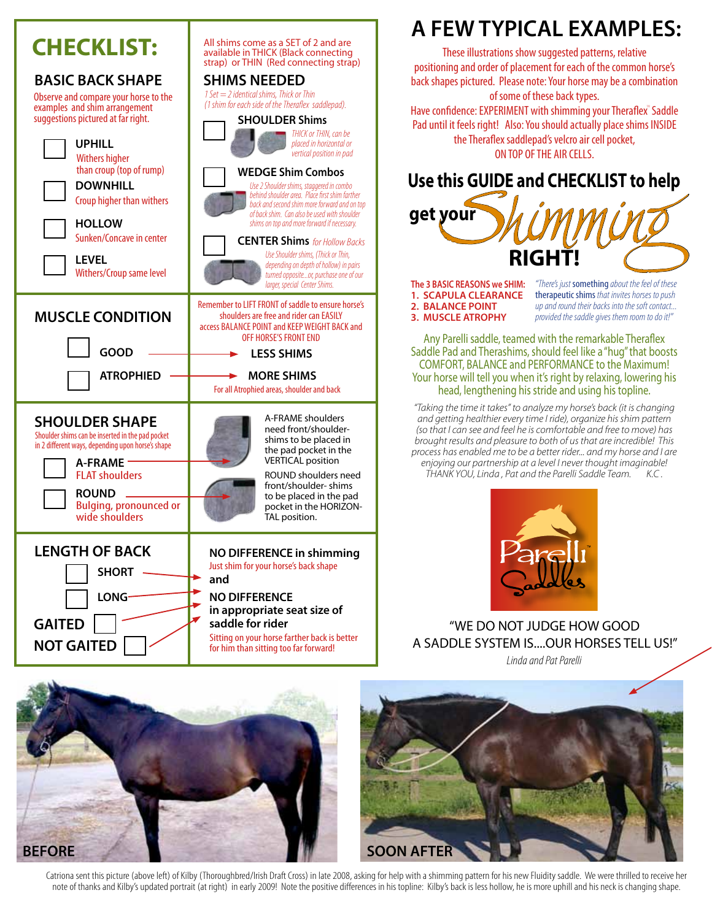# CHECKLIST:

## BASIC BACK SHAPE

Observe and compare your horse to the examples and shim arrangement suggestions pictured at far right.

- ☐ **UPHILL** — Withers higher than croup (top of rump)
- ☐ **DOWNHILL** — Croup higher than withers
- ☐ **HOLLOW** — Sunken/Concave in center
- ☐ **LEVEL** — Withers/Croup same level

All shims come as a SET of 2 and are available in THICK (Black connecting strap) or THIN (Red connecting strap)

## SHIMS NEEDED

*1 Set = 2 identical shims, Thick or Thin (1 shim for each side of the Theraflex saddlepad).*

- ☐ **SHOULDER Shims** — *THICK or THIN, can be placed in horizontal or vertical position in pad*
- ☐ **WEDGE Shim Combos** — *Use 2 Shoulder shims, staggered in combo behind shoulder area. Place first shim farther back and second shim more forward and on top of back shim. Can also be used with shoulder shims on top and more forward if necessary.*
- ☐ **CENTER Shims** *for Hollow Backs* — *Use Shoulder shims, (Thick or Thin, depending on depth of hollow) in pairs turned opposite...or, purchase one of our larger, special Center Shims.*

## MUSCLE CONDITION

Remember to LIFT FRONT of saddle to ensure horse's shoulders are free and rider can EASILY access BALANCE POINT and KEEP WEIGHT BACK and OFF HORSE'S FRONT END

- ☐ **GOOD** → **LESS SHIMS**
- ☐ **ATROPHIED** → **MORE SHIMS**

For all Atrophied areas, shoulder and back

## SHOULDER SHAPE

Shoulder shims can be inserted in the pad pocket in 2 different ways, depending upon horse's shape

- ☐ **A-FRAME** — FLAT shoulders → A-FRAME shoulders need front/shoulder-shims to be placed in the pad pocket in the VERTICAL position
- ☐ **ROUND** — Bulging, pronounced or wide shoulders → ROUND shoulders need front/shoulder- shims to be placed in the pad pocket in the HORIZONTAL position.

## LENGTH OF BACK

- ☐ **SHORT**
- ☐ **LONG**

**GAITED** ☐

**NOT GAITED** ☐

**NO DIFFERENCE in shimming**
Just shim for your horse's back shape
**and**
**NO DIFFERENCE in appropriate seat size of saddle for rider**
Sitting on your horse farther back is better for him than sitting too far forward!

# A FEW TYPICAL EXAMPLES:

These illustrations show suggested patterns, relative positioning and order of placement for each of the common horse's back shapes pictured. Please note: Your horse may be a combination of some of these back types.
Have confidence: EXPERIMENT with shimming your Theraflex™ Saddle Pad until it feels right! Also: You should actually place shims INSIDE the Theraflex saddlepad's velcro air cell pocket, ON TOP OF THE AIR CELLS.

## Use this GUIDE and CHECKLIST to help get your Shimming RIGHT!

**The 3 BASIC REASONS we SHIM:**
1. SCAPULA CLEARANCE
2. BALANCE POINT
3. MUSCLE ATROPHY

*"There's just* **something** *about the feel of these* **therapeutic shims** *that invites horses to push up and round their backs into the soft contact... provided the saddle gives them room to do it!"*

Any Parelli saddle, teamed with the remarkable Theraflex Saddle Pad and Therashims, should feel like a "hug" that boosts COMFORT, BALANCE and PERFORMANCE to the Maximum! Your horse will tell you when it's right by relaxing, lowering his head, lengthening his stride and using his topline.

*"Taking the time it takes" to analyze my horse's back (it is changing and getting healthier every time I ride), organize his shim pattern (so that I can see and feel he is comfortable and free to move) has brought results and pleasure to both of us that are incredible! This process has enabled me to be a better rider... and my horse and I are enjoying our partnership at a level I never thought imaginable! THANK YOU, Linda, Pat and the Parelli Saddle Team. K.C.*

Parelli Saddles™

"WE DO NOT JUDGE HOW GOOD A SADDLE SYSTEM IS....OUR HORSES TELL US!"
*Linda and Pat Parelli*

BEFORE — SOON AFTER

Catriona sent this picture (above left) of Kilby (Thoroughbred/Irish Draft Cross) in late 2008, asking for help with a shimming pattern for his new Fluidity saddle. We were thrilled to receive her note of thanks and Kilby's updated portrait (at right) in early 2009! Note the positive differences in his topline: Kilby's back is less hollow, he is more uphill and his neck is changing shape.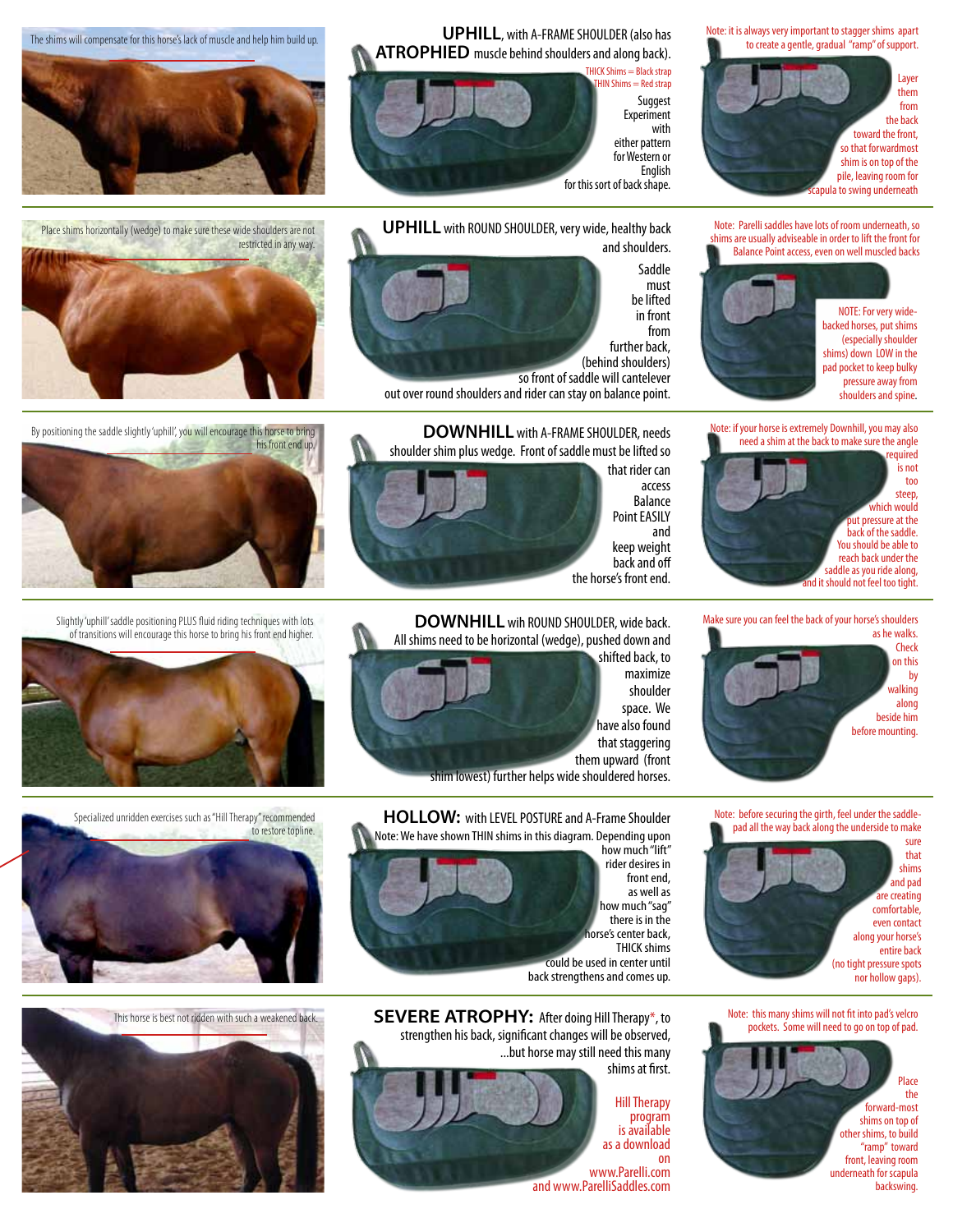The shims will compensate for this horse's lack of muscle and help him build up.

## UPHILL, with A-FRAME SHOULDER (also has ATROPHIED muscle behind shoulders and along back).

THICK Shims = Black strap
THIN Shims = Red strap

Suggest Experiment with either pattern for Western or English for this sort of back shape.

Note: it is always very important to stagger shims apart to create a gentle, gradual "ramp" of support.

Layer them from the back toward the front, so that forwardmost shim is on top of the pile, leaving room for scapula to swing underneath

---

Place shims horizontally (wedge) to make sure these wide shoulders are not restricted in any way.

## UPHILL with ROUND SHOULDER, very wide, healthy back and shoulders.

Saddle must be lifted in front from further back, (behind shoulders) so front of saddle will cantelever out over round shoulders and rider can stay on balance point.

Note: Parelli saddles have lots of room underneath, so shims are usually adviseable in order to lift the front for Balance Point access, even on well muscled backs

NOTE: For very wide-backed horses, put shims (especially shoulder shims) down LOW in the pad pocket to keep bulky pressure away from shoulders and spine.

---

By positioning the saddle slightly 'uphill', you will encourage this horse to bring his front end up.

## DOWNHILL with A-FRAME SHOULDER, needs shoulder shim plus wedge. Front of saddle must be lifted so that rider can access Balance Point EASILY and keep weight back and off the horse's front end.

Note: if your horse is extremely Downhill, you may also need a shim at the back to make sure the angle required is not too steep, which would put pressure at the back of the saddle. You should be able to reach back under the saddle as you ride along, and it should not feel too tight.

---

Slightly 'uphill' saddle positioning PLUS fluid riding techniques with lots of transitions will encourage this horse to bring his front end higher.

## DOWNHILL wih ROUND SHOULDER, wide back.

All shims need to be horizontal (wedge), pushed down and shifted back, to maximize shoulder space. We have also found that staggering them upward (front shim lowest) further helps wide shouldered horses.

Make sure you can feel the back of your horse's shoulders as he walks. Check on this by walking along beside him before mounting.

---

Specialized unridden exercises such as "Hill Therapy" recommended to restore topline.

## HOLLOW: with LEVEL POSTURE and A-Frame Shoulder

Note: We have shown THIN shims in this diagram. Depending upon how much "lift" rider desires in front end, as well as how much "sag" there is in the horse's center back, THICK shims could be used in center until back strengthens and comes up.

Note: before securing the girth, feel under the saddle-pad all the way back along the underside to make sure that shims and pad are creating comfortable, even contact along your horse's entire back (no tight pressure spots nor hollow gaps).

---

This horse is best not ridden with such a weakened back.

## SEVERE ATROPHY: After doing Hill Therapy*, to strengthen his back, significant changes will be observed, ...but horse may still need this many shims at first.

Hill Therapy program is available as a download on www.Parelli.com and www.ParelliSaddles.com

Note: this many shims will not fit into pad's velcro pockets. Some will need to go on top of pad.

Place the forward-most shims on top of other shims, to build "ramp" toward front, leaving room underneath for scapula backswing.